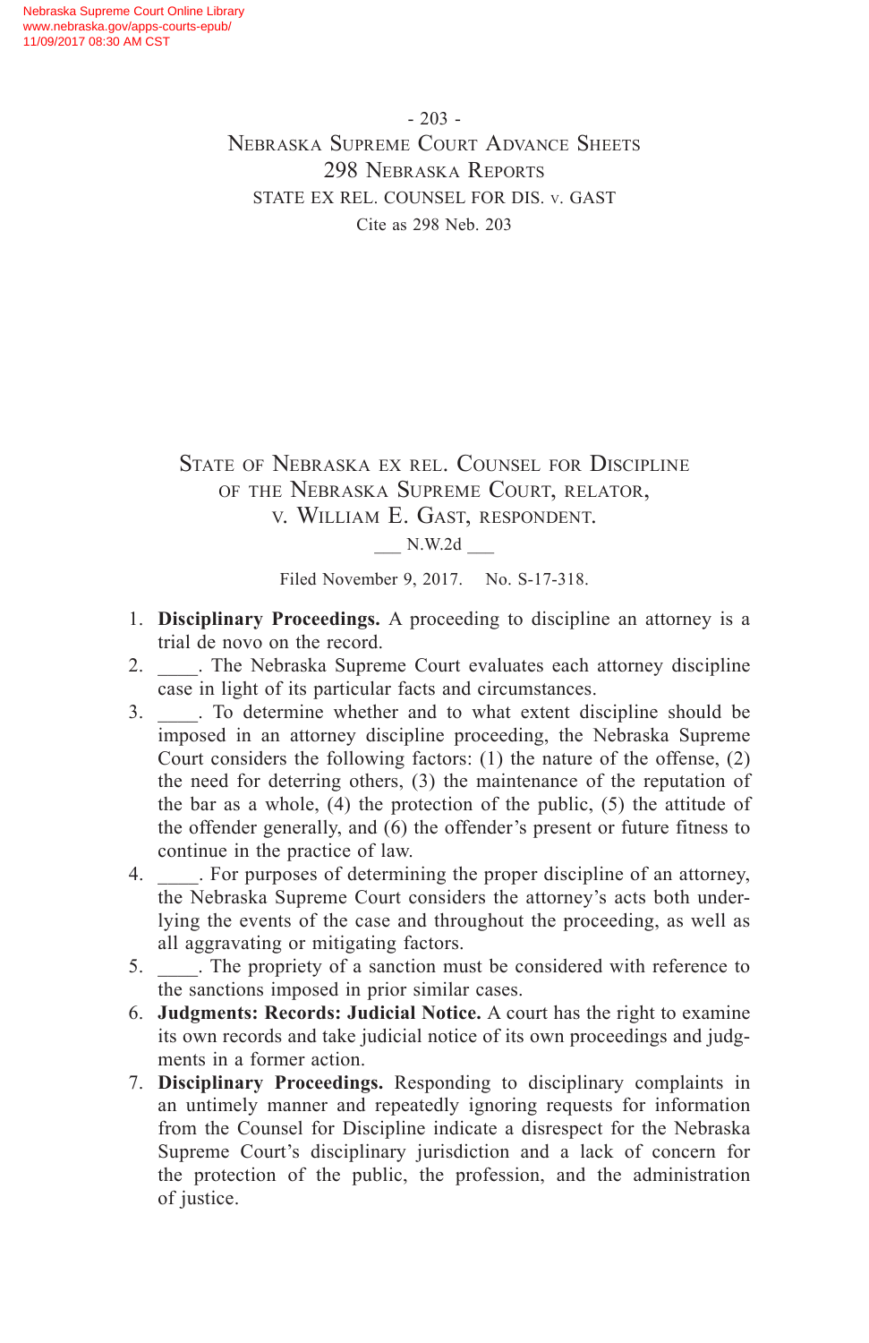# State of Nebraska ex rel. Counsel for Discipline of the Nebraska Supreme Court, relator, v. William E. Gast, respondent.

___ N.W.2d ___

Filed November 9, 2017. No. S-17-318.

1. **Disciplinary Proceedings.** A proceeding to discipline an attorney is a trial de novo on the record.
2. ____. The Nebraska Supreme Court evaluates each attorney discipline case in light of its particular facts and circumstances.
3. ____. To determine whether and to what extent discipline should be imposed in an attorney discipline proceeding, the Nebraska Supreme Court considers the following factors: (1) the nature of the offense, (2) the need for deterring others, (3) the maintenance of the reputation of the bar as a whole, (4) the protection of the public, (5) the attitude of the offender generally, and (6) the offender's present or future fitness to continue in the practice of law.
4. ____. For purposes of determining the proper discipline of an attorney, the Nebraska Supreme Court considers the attorney's acts both underlying the events of the case and throughout the proceeding, as well as all aggravating or mitigating factors.
5. ____. The propriety of a sanction must be considered with reference to the sanctions imposed in prior similar cases.
6. **Judgments: Records: Judicial Notice.** A court has the right to examine its own records and take judicial notice of its own proceedings and judgments in a former action.
7. **Disciplinary Proceedings.** Responding to disciplinary complaints in an untimely manner and repeatedly ignoring requests for information from the Counsel for Discipline indicate a disrespect for the Nebraska Supreme Court's disciplinary jurisdiction and a lack of concern for the protection of the public, the profession, and the administration of justice.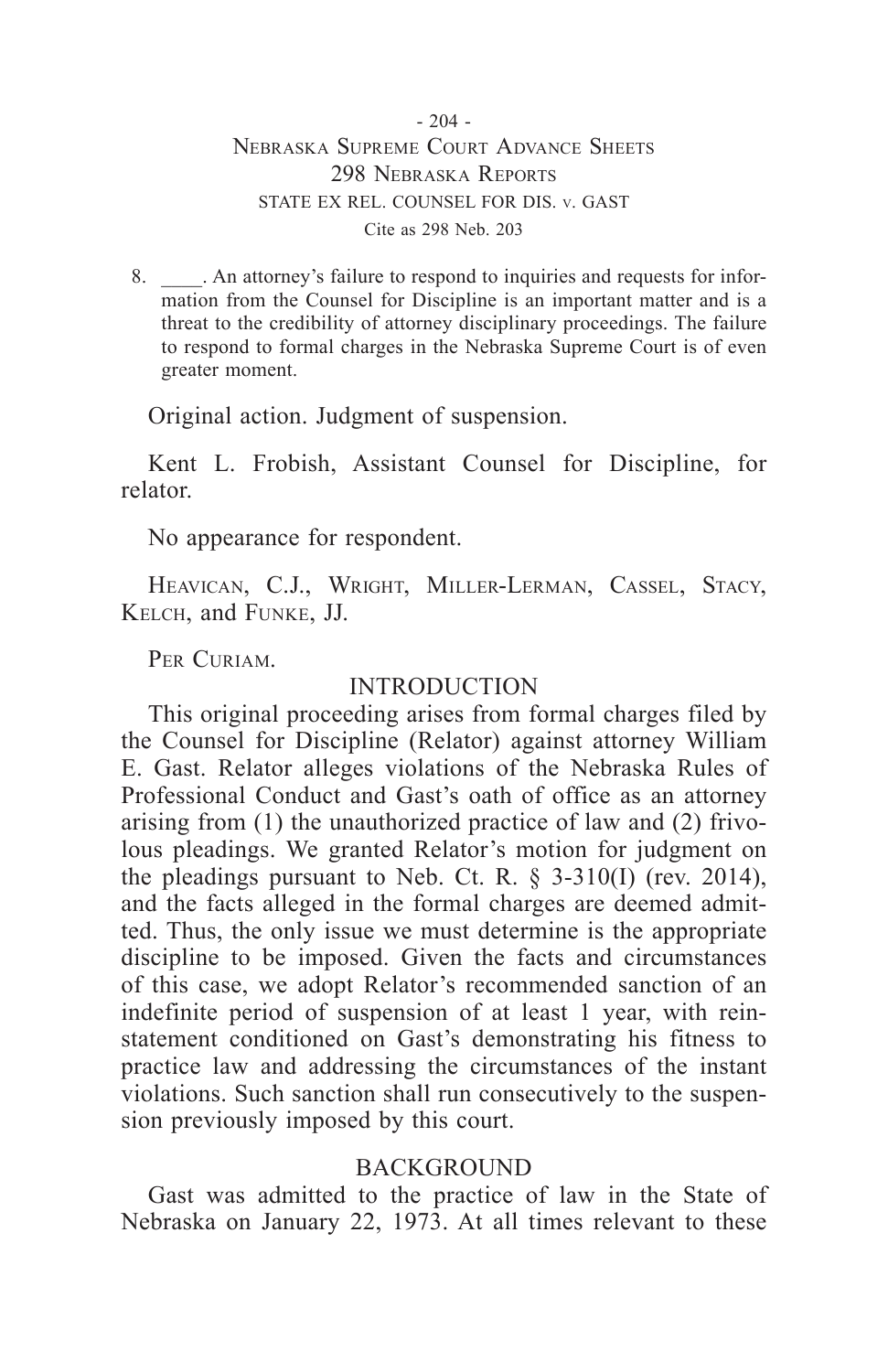8. \_\_\_\_. An attorney's failure to respond to inquiries and requests for information from the Counsel for Discipline is an important matter and is a threat to the credibility of attorney disciplinary proceedings. The failure to respond to formal charges in the Nebraska Supreme Court is of even greater moment.

Original action. Judgment of suspension.

Kent L. Frobish, Assistant Counsel for Discipline, for relator.

No appearance for respondent.

Heavican, C.J., Wright, Miller-Lerman, Cassel, Stacy, Kelch, and Funke, JJ.

Per Curiam.

## INTRODUCTION

This original proceeding arises from formal charges filed by the Counsel for Discipline (Relator) against attorney William E. Gast. Relator alleges violations of the Nebraska Rules of Professional Conduct and Gast's oath of office as an attorney arising from (1) the unauthorized practice of law and (2) frivolous pleadings. We granted Relator's motion for judgment on the pleadings pursuant to Neb. Ct. R. § 3-310(I) (rev. 2014), and the facts alleged in the formal charges are deemed admitted. Thus, the only issue we must determine is the appropriate discipline to be imposed. Given the facts and circumstances of this case, we adopt Relator's recommended sanction of an indefinite period of suspension of at least 1 year, with reinstatement conditioned on Gast's demonstrating his fitness to practice law and addressing the circumstances of the instant violations. Such sanction shall run consecutively to the suspension previously imposed by this court.

## BACKGROUND

Gast was admitted to the practice of law in the State of Nebraska on January 22, 1973. At all times relevant to these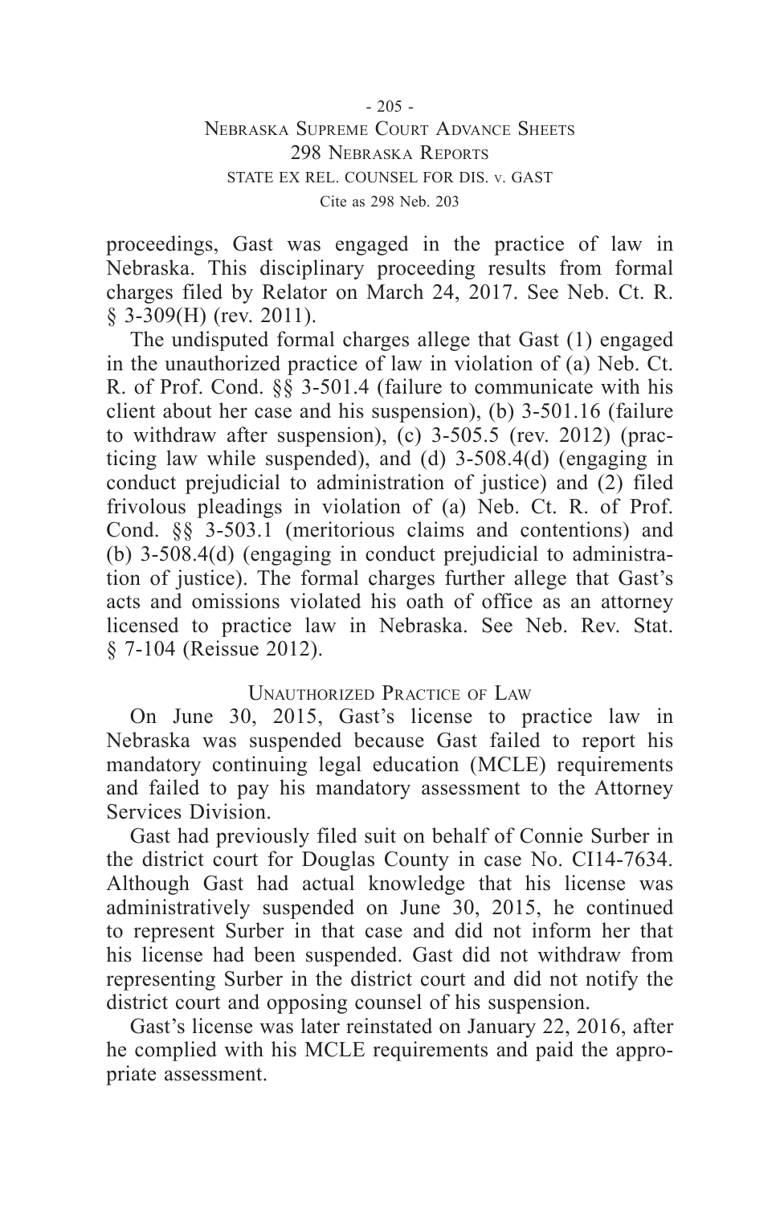proceedings, Gast was engaged in the practice of law in Nebraska. This disciplinary proceeding results from formal charges filed by Relator on March 24, 2017. See Neb. Ct. R. § 3-309(H) (rev. 2011).

The undisputed formal charges allege that Gast (1) engaged in the unauthorized practice of law in violation of (a) Neb. Ct. R. of Prof. Cond. §§ 3-501.4 (failure to communicate with his client about her case and his suspension), (b) 3-501.16 (failure to withdraw after suspension), (c) 3-505.5 (rev. 2012) (practicing law while suspended), and (d) 3-508.4(d) (engaging in conduct prejudicial to administration of justice) and (2) filed frivolous pleadings in violation of (a) Neb. Ct. R. of Prof. Cond. §§ 3-503.1 (meritorious claims and contentions) and (b) 3-508.4(d) (engaging in conduct prejudicial to administration of justice). The formal charges further allege that Gast's acts and omissions violated his oath of office as an attorney licensed to practice law in Nebraska. See Neb. Rev. Stat. § 7-104 (Reissue 2012).

## Unauthorized Practice of Law

On June 30, 2015, Gast's license to practice law in Nebraska was suspended because Gast failed to report his mandatory continuing legal education (MCLE) requirements and failed to pay his mandatory assessment to the Attorney Services Division.

Gast had previously filed suit on behalf of Connie Surber in the district court for Douglas County in case No. CI14-7634. Although Gast had actual knowledge that his license was administratively suspended on June 30, 2015, he continued to represent Surber in that case and did not inform her that his license had been suspended. Gast did not withdraw from representing Surber in the district court and did not notify the district court and opposing counsel of his suspension.

Gast's license was later reinstated on January 22, 2016, after he complied with his MCLE requirements and paid the appropriate assessment.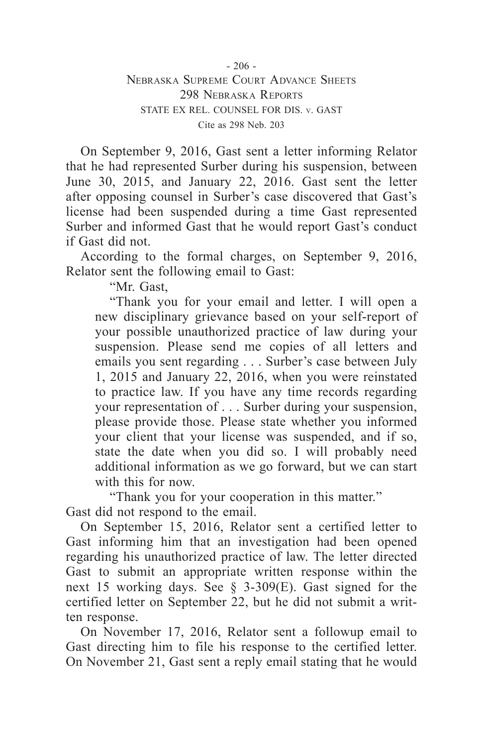On September 9, 2016, Gast sent a letter informing Relator that he had represented Surber during his suspension, between June 30, 2015, and January 22, 2016. Gast sent the letter after opposing counsel in Surber's case discovered that Gast's license had been suspended during a time Gast represented Surber and informed Gast that he would report Gast's conduct if Gast did not.

According to the formal charges, on September 9, 2016, Relator sent the following email to Gast:

> "Mr. Gast,
>
> "Thank you for your email and letter. I will open a new disciplinary grievance based on your self-report of your possible unauthorized practice of law during your suspension. Please send me copies of all letters and emails you sent regarding . . . Surber's case between July 1, 2015 and January 22, 2016, when you were reinstated to practice law. If you have any time records regarding your representation of . . . Surber during your suspension, please provide those. Please state whether you informed your client that your license was suspended, and if so, state the date when you did so. I will probably need additional information as we go forward, but we can start with this for now.
>
> "Thank you for your cooperation in this matter."

Gast did not respond to the email.

On September 15, 2016, Relator sent a certified letter to Gast informing him that an investigation had been opened regarding his unauthorized practice of law. The letter directed Gast to submit an appropriate written response within the next 15 working days. See § 3-309(E). Gast signed for the certified letter on September 22, but he did not submit a written response.

On November 17, 2016, Relator sent a followup email to Gast directing him to file his response to the certified letter. On November 21, Gast sent a reply email stating that he would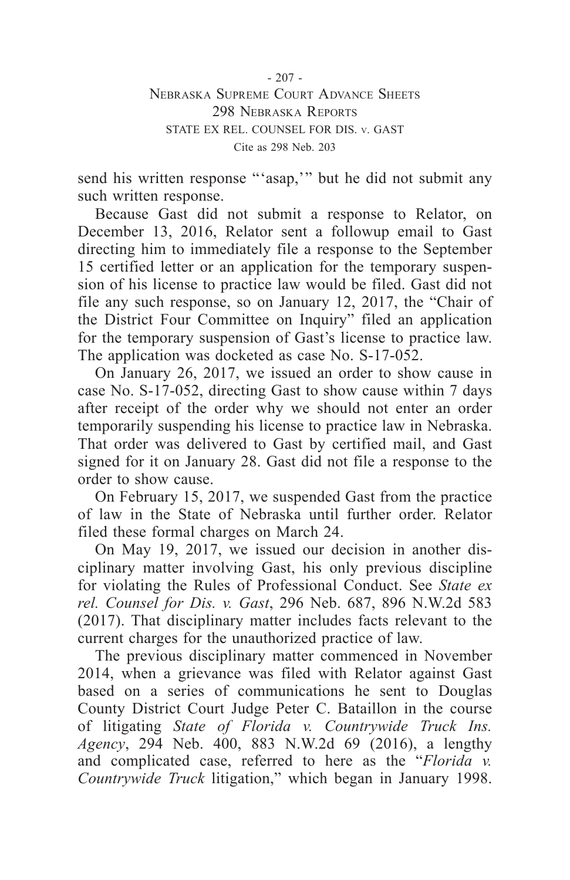send his written response "'asap,'" but he did not submit any such written response.

Because Gast did not submit a response to Relator, on December 13, 2016, Relator sent a followup email to Gast directing him to immediately file a response to the September 15 certified letter or an application for the temporary suspension of his license to practice law would be filed. Gast did not file any such response, so on January 12, 2017, the "Chair of the District Four Committee on Inquiry" filed an application for the temporary suspension of Gast's license to practice law. The application was docketed as case No. S-17-052.

On January 26, 2017, we issued an order to show cause in case No. S-17-052, directing Gast to show cause within 7 days after receipt of the order why we should not enter an order temporarily suspending his license to practice law in Nebraska. That order was delivered to Gast by certified mail, and Gast signed for it on January 28. Gast did not file a response to the order to show cause.

On February 15, 2017, we suspended Gast from the practice of law in the State of Nebraska until further order. Relator filed these formal charges on March 24.

On May 19, 2017, we issued our decision in another disciplinary matter involving Gast, his only previous discipline for violating the Rules of Professional Conduct. See *State ex rel. Counsel for Dis. v. Gast*, 296 Neb. 687, 896 N.W.2d 583 (2017). That disciplinary matter includes facts relevant to the current charges for the unauthorized practice of law.

The previous disciplinary matter commenced in November 2014, when a grievance was filed with Relator against Gast based on a series of communications he sent to Douglas County District Court Judge Peter C. Bataillon in the course of litigating *State of Florida v. Countrywide Truck Ins. Agency*, 294 Neb. 400, 883 N.W.2d 69 (2016), a lengthy and complicated case, referred to here as the "*Florida v. Countrywide Truck* litigation," which began in January 1998.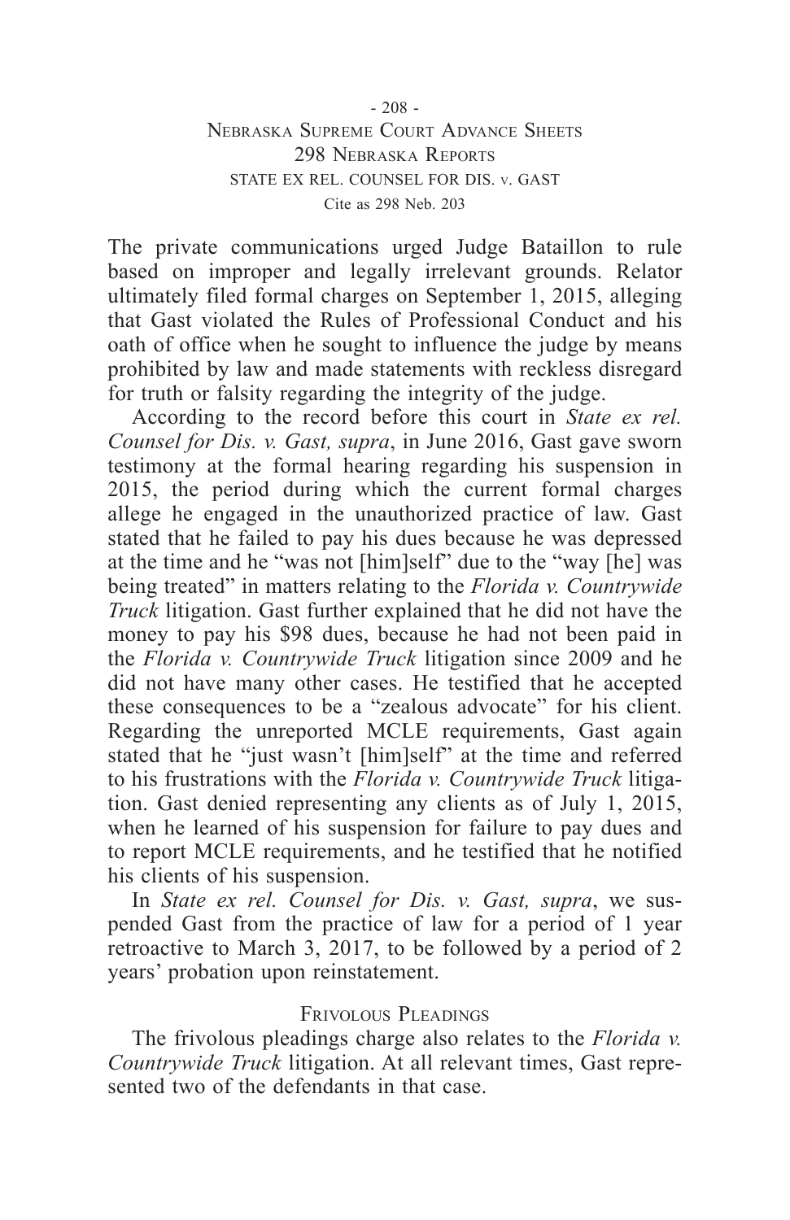The private communications urged Judge Bataillon to rule based on improper and legally irrelevant grounds. Relator ultimately filed formal charges on September 1, 2015, alleging that Gast violated the Rules of Professional Conduct and his oath of office when he sought to influence the judge by means prohibited by law and made statements with reckless disregard for truth or falsity regarding the integrity of the judge.

According to the record before this court in *State ex rel. Counsel for Dis. v. Gast, supra*, in June 2016, Gast gave sworn testimony at the formal hearing regarding his suspension in 2015, the period during which the current formal charges allege he engaged in the unauthorized practice of law. Gast stated that he failed to pay his dues because he was depressed at the time and he "was not [him]self" due to the "way [he] was being treated" in matters relating to the *Florida v. Countrywide Truck* litigation. Gast further explained that he did not have the money to pay his $98 dues, because he had not been paid in the *Florida v. Countrywide Truck* litigation since 2009 and he did not have many other cases. He testified that he accepted these consequences to be a "zealous advocate" for his client. Regarding the unreported MCLE requirements, Gast again stated that he "just wasn't [him]self" at the time and referred to his frustrations with the *Florida v. Countrywide Truck* litigation. Gast denied representing any clients as of July 1, 2015, when he learned of his suspension for failure to pay dues and to report MCLE requirements, and he testified that he notified his clients of his suspension.

In *State ex rel. Counsel for Dis. v. Gast, supra*, we suspended Gast from the practice of law for a period of 1 year retroactive to March 3, 2017, to be followed by a period of 2 years' probation upon reinstatement.

### Frivolous Pleadings

The frivolous pleadings charge also relates to the *Florida v. Countrywide Truck* litigation. At all relevant times, Gast represented two of the defendants in that case.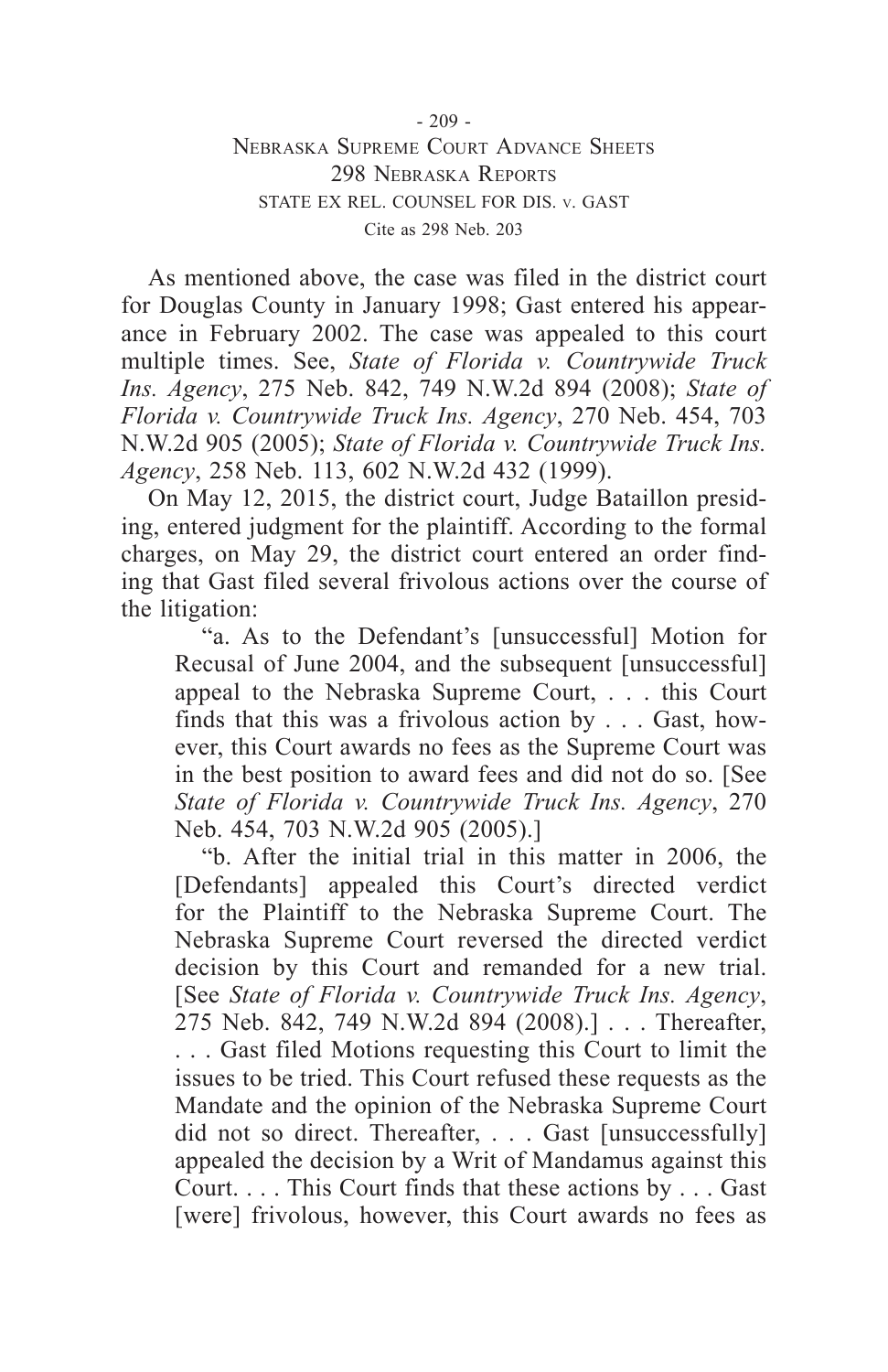As mentioned above, the case was filed in the district court for Douglas County in January 1998; Gast entered his appearance in February 2002. The case was appealed to this court multiple times. See, *State of Florida v. Countrywide Truck Ins. Agency*, 275 Neb. 842, 749 N.W.2d 894 (2008); *State of Florida v. Countrywide Truck Ins. Agency*, 270 Neb. 454, 703 N.W.2d 905 (2005); *State of Florida v. Countrywide Truck Ins. Agency*, 258 Neb. 113, 602 N.W.2d 432 (1999).

On May 12, 2015, the district court, Judge Bataillon presiding, entered judgment for the plaintiff. According to the formal charges, on May 29, the district court entered an order finding that Gast filed several frivolous actions over the course of the litigation:

> "a. As to the Defendant's [unsuccessful] Motion for Recusal of June 2004, and the subsequent [unsuccessful] appeal to the Nebraska Supreme Court, . . . this Court finds that this was a frivolous action by . . . Gast, however, this Court awards no fees as the Supreme Court was in the best position to award fees and did not do so. [See *State of Florida v. Countrywide Truck Ins. Agency*, 270 Neb. 454, 703 N.W.2d 905 (2005).]
>
> "b. After the initial trial in this matter in 2006, the [Defendants] appealed this Court's directed verdict for the Plaintiff to the Nebraska Supreme Court. The Nebraska Supreme Court reversed the directed verdict decision by this Court and remanded for a new trial. [See *State of Florida v. Countrywide Truck Ins. Agency*, 275 Neb. 842, 749 N.W.2d 894 (2008).] . . . Thereafter, . . . Gast filed Motions requesting this Court to limit the issues to be tried. This Court refused these requests as the Mandate and the opinion of the Nebraska Supreme Court did not so direct. Thereafter, . . . Gast [unsuccessfully] appealed the decision by a Writ of Mandamus against this Court. . . . This Court finds that these actions by . . . Gast [were] frivolous, however, this Court awards no fees as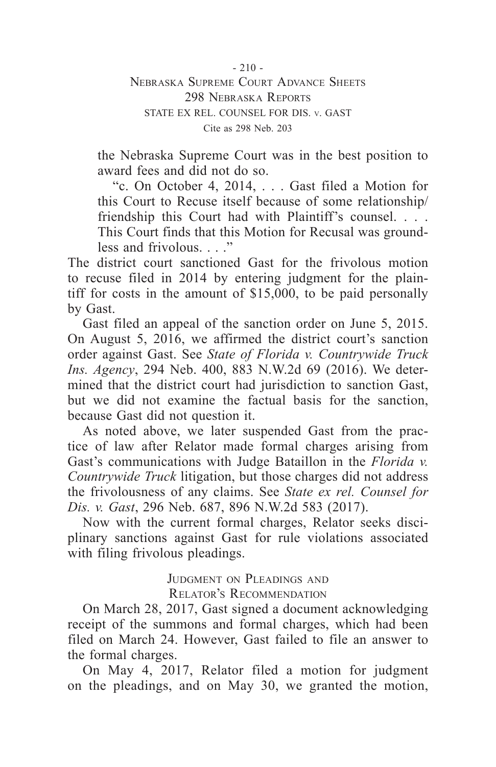the Nebraska Supreme Court was in the best position to award fees and did not do so.

"c. On October 4, 2014, . . . Gast filed a Motion for this Court to Recuse itself because of some relationship/friendship this Court had with Plaintiff's counsel. . . . This Court finds that this Motion for Recusal was groundless and frivolous. . . ."

The district court sanctioned Gast for the frivolous motion to recuse filed in 2014 by entering judgment for the plaintiff for costs in the amount of $15,000, to be paid personally by Gast.

Gast filed an appeal of the sanction order on June 5, 2015. On August 5, 2016, we affirmed the district court's sanction order against Gast. See *State of Florida v. Countrywide Truck Ins. Agency*, 294 Neb. 400, 883 N.W.2d 69 (2016). We determined that the district court had jurisdiction to sanction Gast, but we did not examine the factual basis for the sanction, because Gast did not question it.

As noted above, we later suspended Gast from the practice of law after Relator made formal charges arising from Gast's communications with Judge Bataillon in the *Florida v. Countrywide Truck* litigation, but those charges did not address the frivolousness of any claims. See *State ex rel. Counsel for Dis. v. Gast*, 296 Neb. 687, 896 N.W.2d 583 (2017).

Now with the current formal charges, Relator seeks disciplinary sanctions against Gast for rule violations associated with filing frivolous pleadings.

## Judgment on Pleadings and Relator's Recommendation

On March 28, 2017, Gast signed a document acknowledging receipt of the summons and formal charges, which had been filed on March 24. However, Gast failed to file an answer to the formal charges.

On May 4, 2017, Relator filed a motion for judgment on the pleadings, and on May 30, we granted the motion,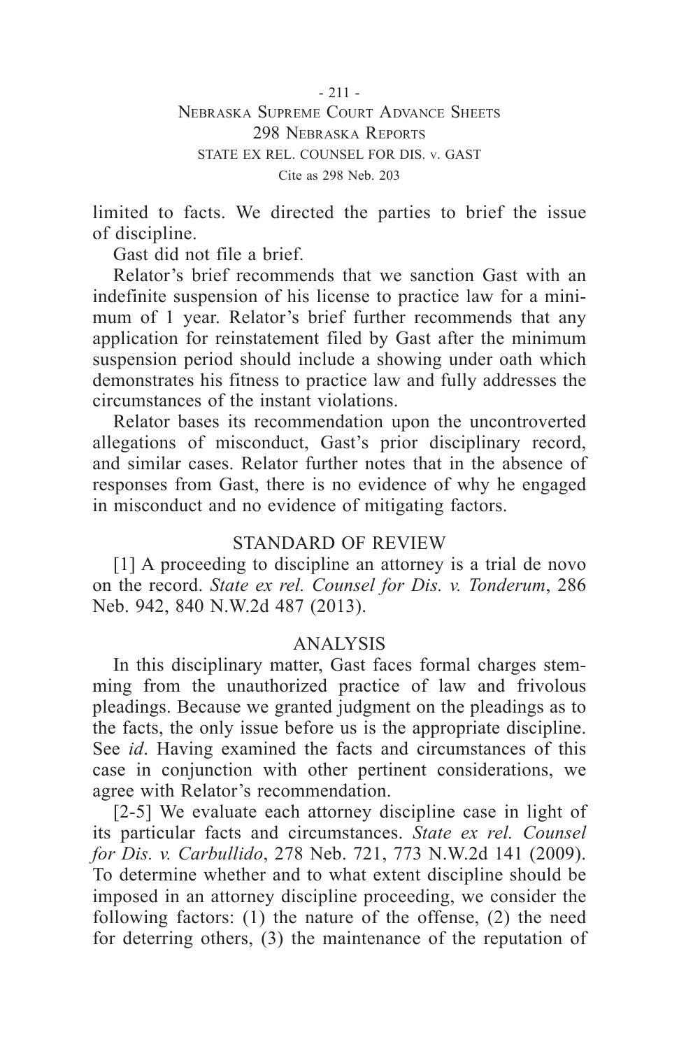limited to facts. We directed the parties to brief the issue of discipline.

Gast did not file a brief.

Relator's brief recommends that we sanction Gast with an indefinite suspension of his license to practice law for a minimum of 1 year. Relator's brief further recommends that any application for reinstatement filed by Gast after the minimum suspension period should include a showing under oath which demonstrates his fitness to practice law and fully addresses the circumstances of the instant violations.

Relator bases its recommendation upon the uncontroverted allegations of misconduct, Gast's prior disciplinary record, and similar cases. Relator further notes that in the absence of responses from Gast, there is no evidence of why he engaged in misconduct and no evidence of mitigating factors.

## STANDARD OF REVIEW

[1] A proceeding to discipline an attorney is a trial de novo on the record. *State ex rel. Counsel for Dis. v. Tonderum*, 286 Neb. 942, 840 N.W.2d 487 (2013).

## ANALYSIS

In this disciplinary matter, Gast faces formal charges stemming from the unauthorized practice of law and frivolous pleadings. Because we granted judgment on the pleadings as to the facts, the only issue before us is the appropriate discipline. See *id*. Having examined the facts and circumstances of this case in conjunction with other pertinent considerations, we agree with Relator's recommendation.

[2-5] We evaluate each attorney discipline case in light of its particular facts and circumstances. *State ex rel. Counsel for Dis. v. Carbullido*, 278 Neb. 721, 773 N.W.2d 141 (2009). To determine whether and to what extent discipline should be imposed in an attorney discipline proceeding, we consider the following factors: (1) the nature of the offense, (2) the need for deterring others, (3) the maintenance of the reputation of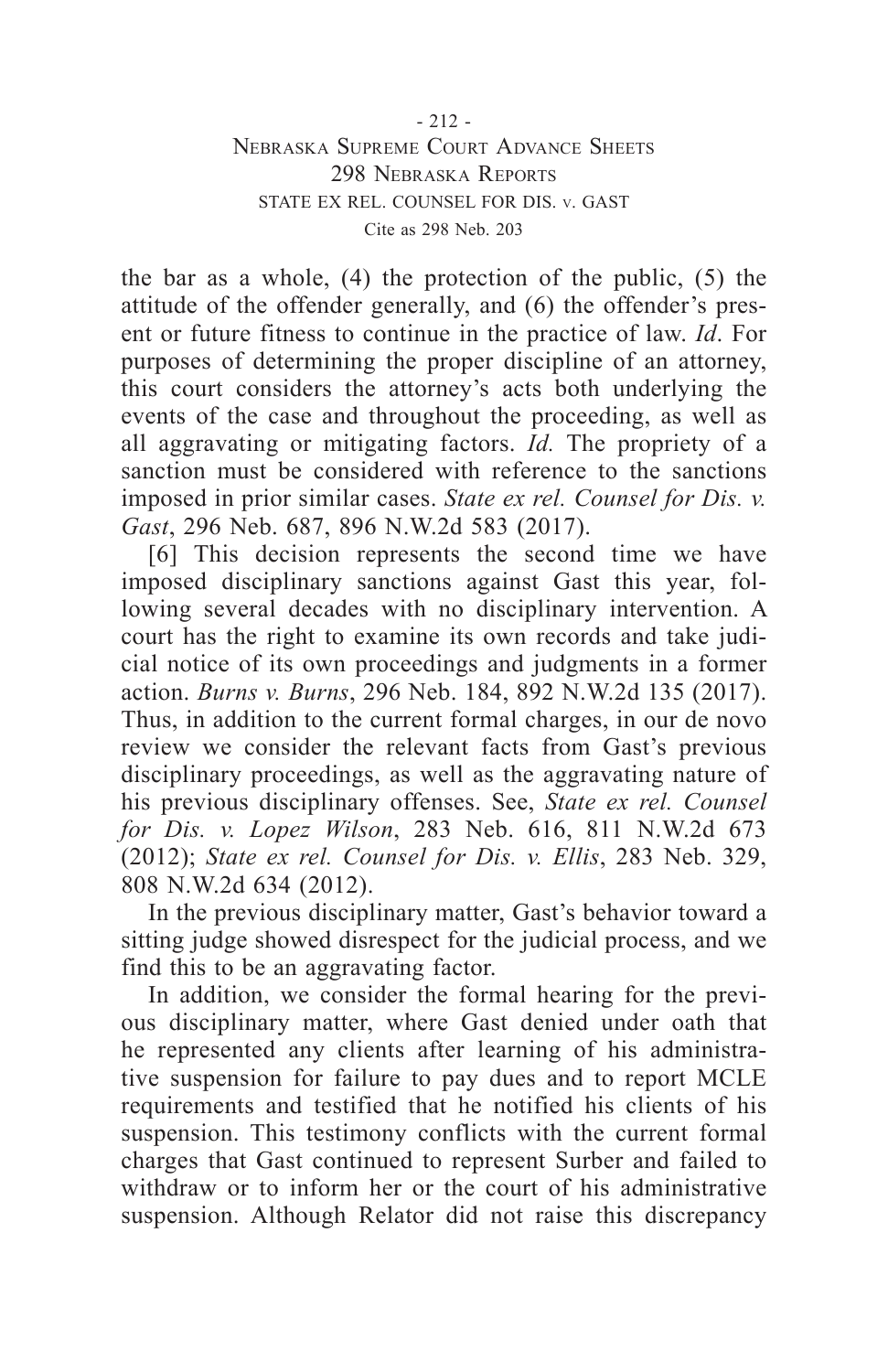the bar as a whole, (4) the protection of the public, (5) the attitude of the offender generally, and (6) the offender's present or future fitness to continue in the practice of law. *Id*. For purposes of determining the proper discipline of an attorney, this court considers the attorney's acts both underlying the events of the case and throughout the proceeding, as well as all aggravating or mitigating factors. *Id.* The propriety of a sanction must be considered with reference to the sanctions imposed in prior similar cases. *State ex rel. Counsel for Dis. v. Gast*, 296 Neb. 687, 896 N.W.2d 583 (2017).

[6] This decision represents the second time we have imposed disciplinary sanctions against Gast this year, following several decades with no disciplinary intervention. A court has the right to examine its own records and take judicial notice of its own proceedings and judgments in a former action. *Burns v. Burns*, 296 Neb. 184, 892 N.W.2d 135 (2017). Thus, in addition to the current formal charges, in our de novo review we consider the relevant facts from Gast's previous disciplinary proceedings, as well as the aggravating nature of his previous disciplinary offenses. See, *State ex rel. Counsel for Dis. v. Lopez Wilson*, 283 Neb. 616, 811 N.W.2d 673 (2012); *State ex rel. Counsel for Dis. v. Ellis*, 283 Neb. 329, 808 N.W.2d 634 (2012).

In the previous disciplinary matter, Gast's behavior toward a sitting judge showed disrespect for the judicial process, and we find this to be an aggravating factor.

In addition, we consider the formal hearing for the previous disciplinary matter, where Gast denied under oath that he represented any clients after learning of his administrative suspension for failure to pay dues and to report MCLE requirements and testified that he notified his clients of his suspension. This testimony conflicts with the current formal charges that Gast continued to represent Surber and failed to withdraw or to inform her or the court of his administrative suspension. Although Relator did not raise this discrepancy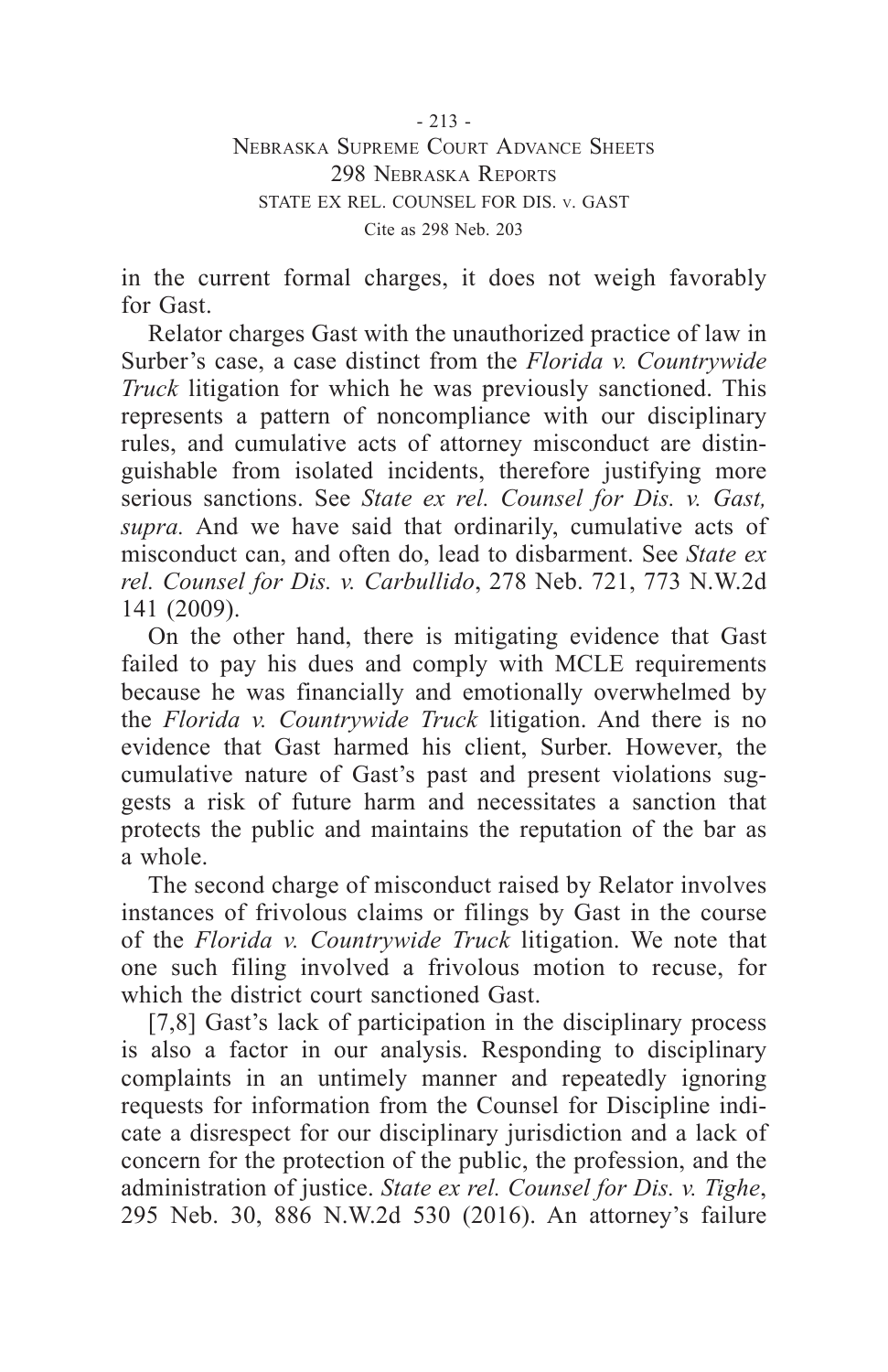in the current formal charges, it does not weigh favorably for Gast.

Relator charges Gast with the unauthorized practice of law in Surber's case, a case distinct from the *Florida v. Countrywide Truck* litigation for which he was previously sanctioned. This represents a pattern of noncompliance with our disciplinary rules, and cumulative acts of attorney misconduct are distinguishable from isolated incidents, therefore justifying more serious sanctions. See *State ex rel. Counsel for Dis. v. Gast, supra.* And we have said that ordinarily, cumulative acts of misconduct can, and often do, lead to disbarment. See *State ex rel. Counsel for Dis. v. Carbullido*, 278 Neb. 721, 773 N.W.2d 141 (2009).

On the other hand, there is mitigating evidence that Gast failed to pay his dues and comply with MCLE requirements because he was financially and emotionally overwhelmed by the *Florida v. Countrywide Truck* litigation. And there is no evidence that Gast harmed his client, Surber. However, the cumulative nature of Gast's past and present violations suggests a risk of future harm and necessitates a sanction that protects the public and maintains the reputation of the bar as a whole.

The second charge of misconduct raised by Relator involves instances of frivolous claims or filings by Gast in the course of the *Florida v. Countrywide Truck* litigation. We note that one such filing involved a frivolous motion to recuse, for which the district court sanctioned Gast.

[7,8] Gast's lack of participation in the disciplinary process is also a factor in our analysis. Responding to disciplinary complaints in an untimely manner and repeatedly ignoring requests for information from the Counsel for Discipline indicate a disrespect for our disciplinary jurisdiction and a lack of concern for the protection of the public, the profession, and the administration of justice. *State ex rel. Counsel for Dis. v. Tighe*, 295 Neb. 30, 886 N.W.2d 530 (2016). An attorney's failure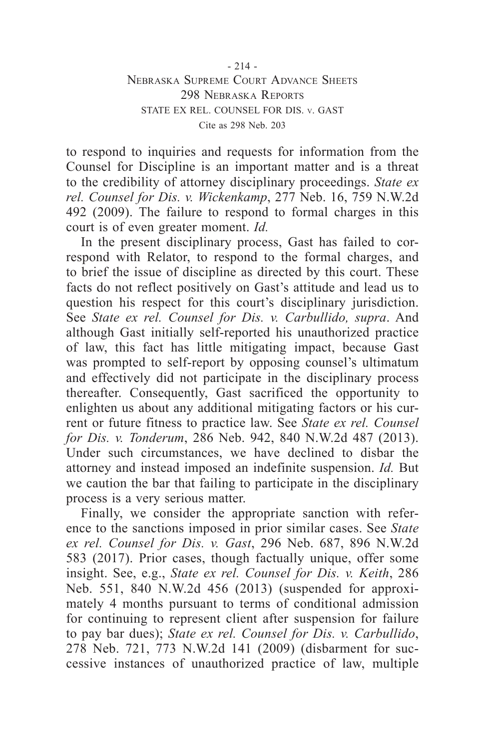to respond to inquiries and requests for information from the Counsel for Discipline is an important matter and is a threat to the credibility of attorney disciplinary proceedings. *State ex rel. Counsel for Dis. v. Wickenkamp*, 277 Neb. 16, 759 N.W.2d 492 (2009). The failure to respond to formal charges in this court is of even greater moment. *Id.*

In the present disciplinary process, Gast has failed to correspond with Relator, to respond to the formal charges, and to brief the issue of discipline as directed by this court. These facts do not reflect positively on Gast's attitude and lead us to question his respect for this court's disciplinary jurisdiction. See *State ex rel. Counsel for Dis. v. Carbullido, supra*. And although Gast initially self-reported his unauthorized practice of law, this fact has little mitigating impact, because Gast was prompted to self-report by opposing counsel's ultimatum and effectively did not participate in the disciplinary process thereafter. Consequently, Gast sacrificed the opportunity to enlighten us about any additional mitigating factors or his current or future fitness to practice law. See *State ex rel. Counsel for Dis. v. Tonderum*, 286 Neb. 942, 840 N.W.2d 487 (2013). Under such circumstances, we have declined to disbar the attorney and instead imposed an indefinite suspension. *Id.* But we caution the bar that failing to participate in the disciplinary process is a very serious matter.

Finally, we consider the appropriate sanction with reference to the sanctions imposed in prior similar cases. See *State ex rel. Counsel for Dis. v. Gast*, 296 Neb. 687, 896 N.W.2d 583 (2017). Prior cases, though factually unique, offer some insight. See, e.g., *State ex rel. Counsel for Dis. v. Keith*, 286 Neb. 551, 840 N.W.2d 456 (2013) (suspended for approximately 4 months pursuant to terms of conditional admission for continuing to represent client after suspension for failure to pay bar dues); *State ex rel. Counsel for Dis. v. Carbullido*, 278 Neb. 721, 773 N.W.2d 141 (2009) (disbarment for successive instances of unauthorized practice of law, multiple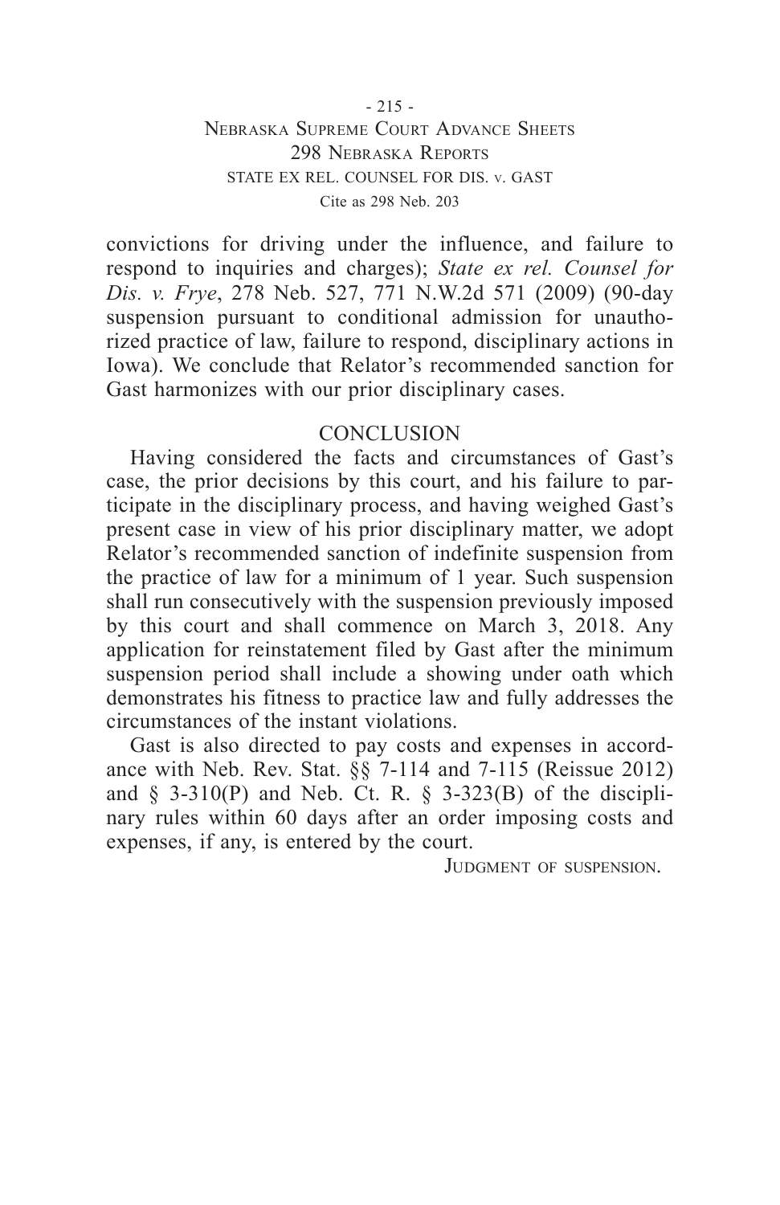convictions for driving under the influence, and failure to respond to inquiries and charges); *State ex rel. Counsel for Dis. v. Frye*, 278 Neb. 527, 771 N.W.2d 571 (2009) (90-day suspension pursuant to conditional admission for unauthorized practice of law, failure to respond, disciplinary actions in Iowa). We conclude that Relator's recommended sanction for Gast harmonizes with our prior disciplinary cases.

## CONCLUSION

Having considered the facts and circumstances of Gast's case, the prior decisions by this court, and his failure to participate in the disciplinary process, and having weighed Gast's present case in view of his prior disciplinary matter, we adopt Relator's recommended sanction of indefinite suspension from the practice of law for a minimum of 1 year. Such suspension shall run consecutively with the suspension previously imposed by this court and shall commence on March 3, 2018. Any application for reinstatement filed by Gast after the minimum suspension period shall include a showing under oath which demonstrates his fitness to practice law and fully addresses the circumstances of the instant violations.

Gast is also directed to pay costs and expenses in accordance with Neb. Rev. Stat. §§ 7-114 and 7-115 (Reissue 2012) and § 3-310(P) and Neb. Ct. R. § 3-323(B) of the disciplinary rules within 60 days after an order imposing costs and expenses, if any, is entered by the court.

Judgment of suspension.